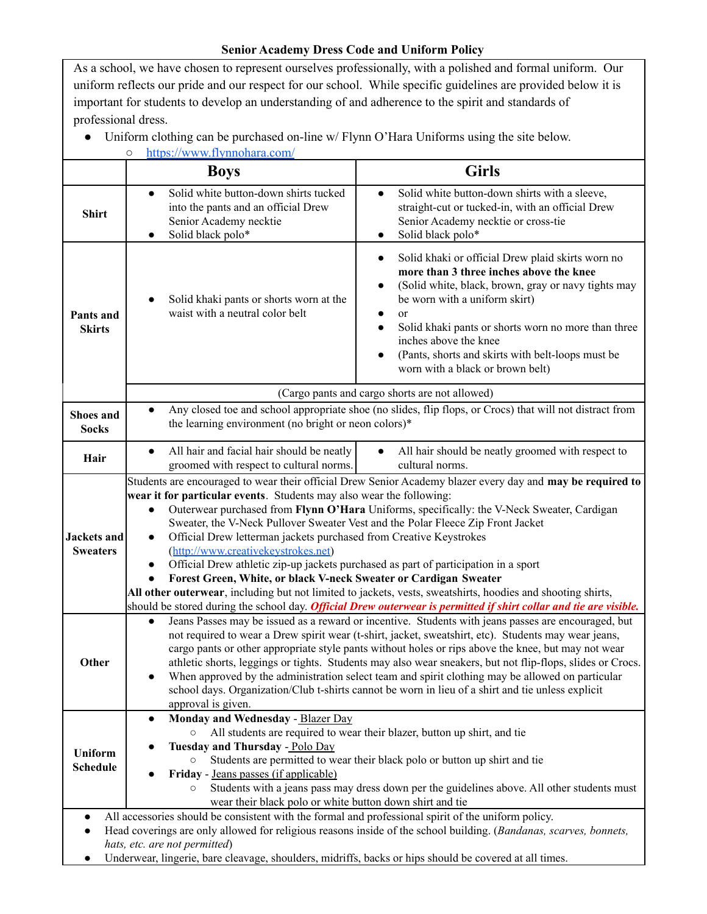# Senior Academy Dress Code and Uniform Policy

As a school, we have chosen to represent ourselves professionally, with a polished and formal uniform. Our uniform reflects our pride and our respect for our school. While specific guidelines are provided below it is important for students to develop an understanding of and adherence to the spirit and standards of professional dress.

- Uniform clothing can be purchased on-line w/ Flynn O'Hara Uniforms using the site below.
  - https://www.flynnohara.com/

| | Boys | Girls |
|---|---|---|
| **Shirt** | • Solid white button-down shirts tucked into the pants and an official Drew Senior Academy necktie<br>• Solid black polo* | • Solid white button-down shirts with a sleeve, straight-cut or tucked-in, with an official Drew Senior Academy necktie or cross-tie<br>• Solid black polo* |
| **Pants and Skirts** | • Solid khaki pants or shorts worn at the waist with a neutral color belt | • Solid khaki or official Drew plaid skirts worn no **more than 3 three inches above the knee**<br>• (Solid white, black, brown, gray or navy tights may be worn with a uniform skirt)<br>• or<br>• Solid khaki pants or shorts worn no more than three inches above the knee<br>• (Pants, shorts and skirts with belt-loops must be worn with a black or brown belt) |
| | (Cargo pants and cargo shorts are not allowed) | |
| **Shoes and Socks** | • Any closed toe and school appropriate shoe (no slides, flip flops, or Crocs) that will not distract from the learning environment (no bright or neon colors)* | |
| **Hair** | • All hair and facial hair should be neatly groomed with respect to cultural norms. | • All hair should be neatly groomed with respect to cultural norms. |
| **Jackets and Sweaters** | Students are encouraged to wear their official Drew Senior Academy blazer every day and **may be required to wear it for particular events**. Students may also wear the following:<br>• Outerwear purchased from **Flynn O'Hara** Uniforms, specifically: the V-Neck Sweater, Cardigan Sweater, the V-Neck Pullover Sweater Vest and the Polar Fleece Zip Front Jacket<br>• Official Drew letterman jackets purchased from Creative Keystrokes (http://www.creativekeystrokes.net)<br>• Official Drew athletic zip-up jackets purchased as part of participation in a sport<br>• **Forest Green, White, or black V-neck Sweater or Cardigan Sweater**<br>**All other outerwear**, including but not limited to jackets, vests, sweatshirts, hoodies and shooting shirts, should be stored during the school day. ***Official Drew outerwear is permitted if shirt collar and tie are visible.*** | |
| **Other** | • Jeans Passes may be issued as a reward or incentive. Students with jeans passes are encouraged, but not required to wear a Drew spirit wear (t-shirt, jacket, sweatshirt, etc). Students may wear jeans, cargo pants or other appropriate style pants without holes or rips above the knee, but may not wear athletic shorts, leggings or tights. Students may also wear sneakers, but not flip-flops, slides or Crocs.<br>• When approved by the administration select team and spirit clothing may be allowed on particular school days. Organization/Club t-shirts cannot be worn in lieu of a shirt and tie unless explicit approval is given. | |
| **Uniform Schedule** | • **Monday and Wednesday** - Blazer Day<br>  ○ All students are required to wear their blazer, button up shirt, and tie<br>• **Tuesday and Thursday** - Polo Day<br>  ○ Students are permitted to wear their black polo or button up shirt and tie<br>• **Friday** - Jeans passes (if applicable)<br>  ○ Students with a jeans pass may dress down per the guidelines above. All other students must wear their black polo or white button down shirt and tie | |

- All accessories should be consistent with the formal and professional spirit of the uniform policy.
- Head coverings are only allowed for religious reasons inside of the school building. (*Bandanas, scarves, bonnets, hats, etc. are not permitted*)
- Underwear, lingerie, bare cleavage, shoulders, midriffs, backs or hips should be covered at all times.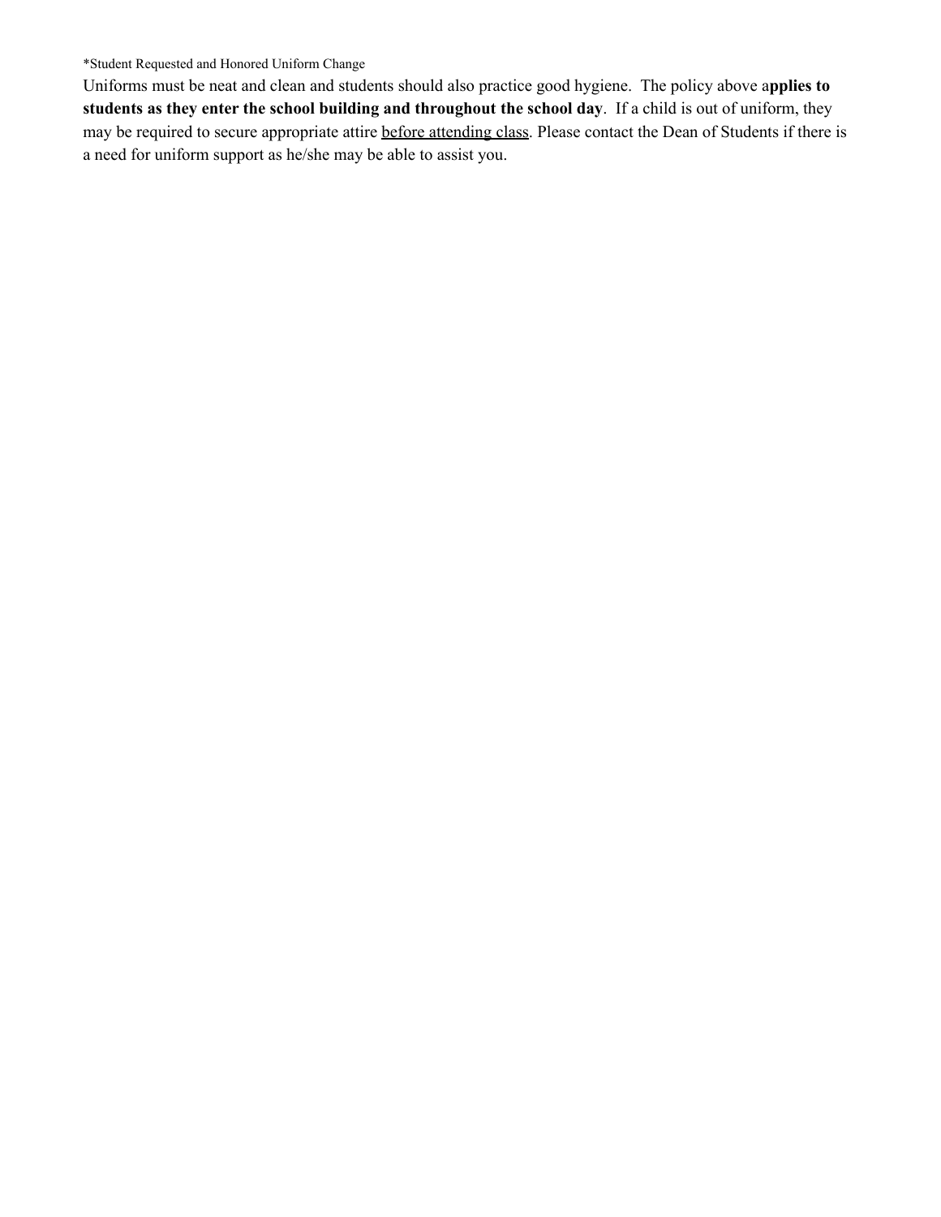*Student Requested and Honored Uniform Change

Uniforms must be neat and clean and students should also practice good hygiene. The policy above a**pplies to students as they enter the school building and throughout the school day**. If a child is out of uniform, they may be required to secure appropriate attire <u>before attending class</u>. Please contact the Dean of Students if there is a need for uniform support as he/she may be able to assist you.